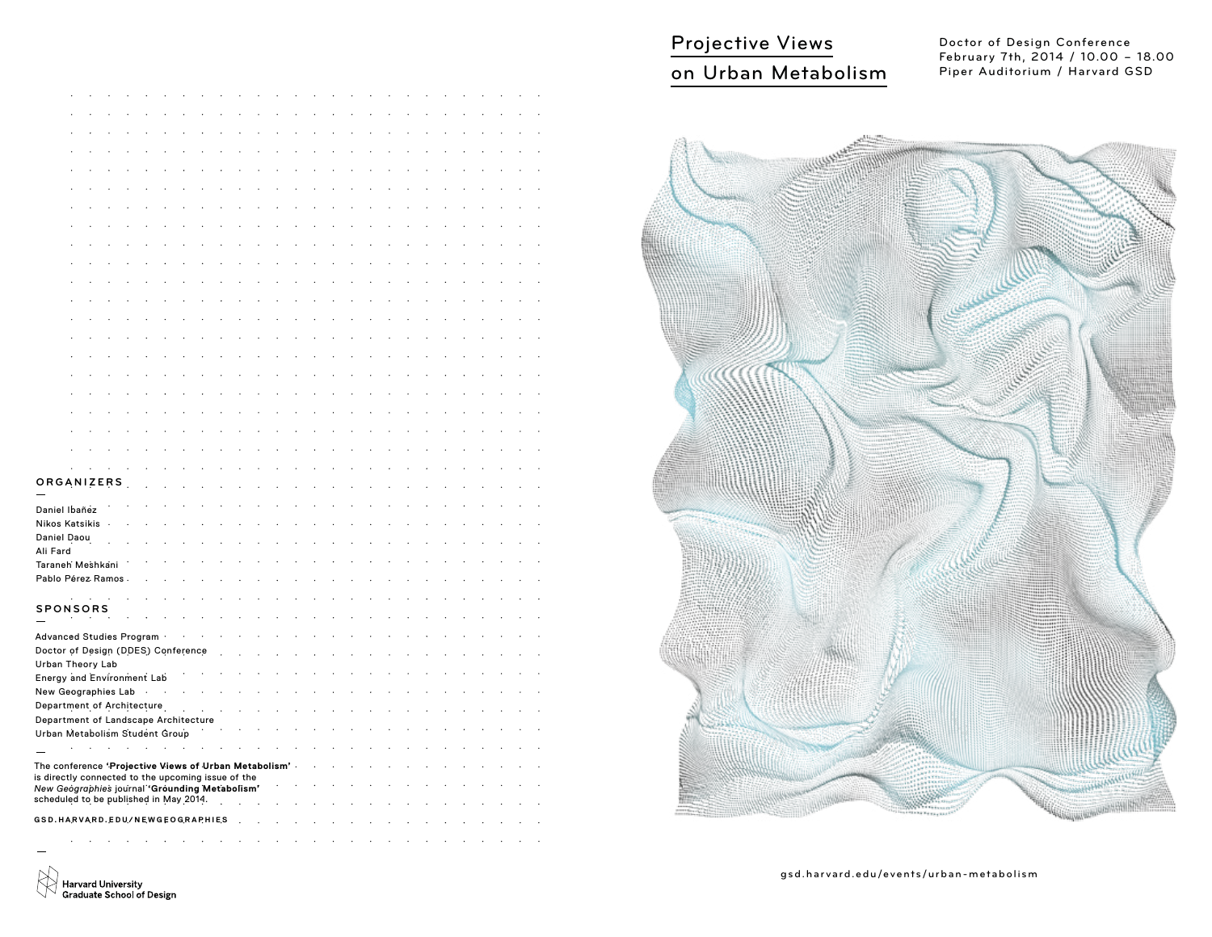# Projective Views on Urban Metabolism

Doctor of Design Conference
February 7th, 2014 / 10.00 – 18.00
Piper Auditorium / Harvard GSD

gsd.harvard.edu/events/urban-metabolism

## ORGANIZERS

Daniel Ibañez
Nikos Katsikis
Daniel Daou
Ali Fard
Taraneh Meshkani
Pablo Pérez Ramos

## SPONSORS

Advanced Studies Program
Doctor of Design (DDES) Conference
Urban Theory Lab
Energy and Environment Lab
New Geographies Lab
Department of Architecture
Department of Landscape Architecture
Urban Metabolism Student Group

The conference **'Projective Views of Urban Metabolism'** is directly connected to the upcoming issue of the *New Geographies* journal **'Grounding Metabolism'** scheduled to be published in May 2014.

GSD.HARVARD.EDU/NEWGEOGRAPHIES

Harvard University
Graduate School of Design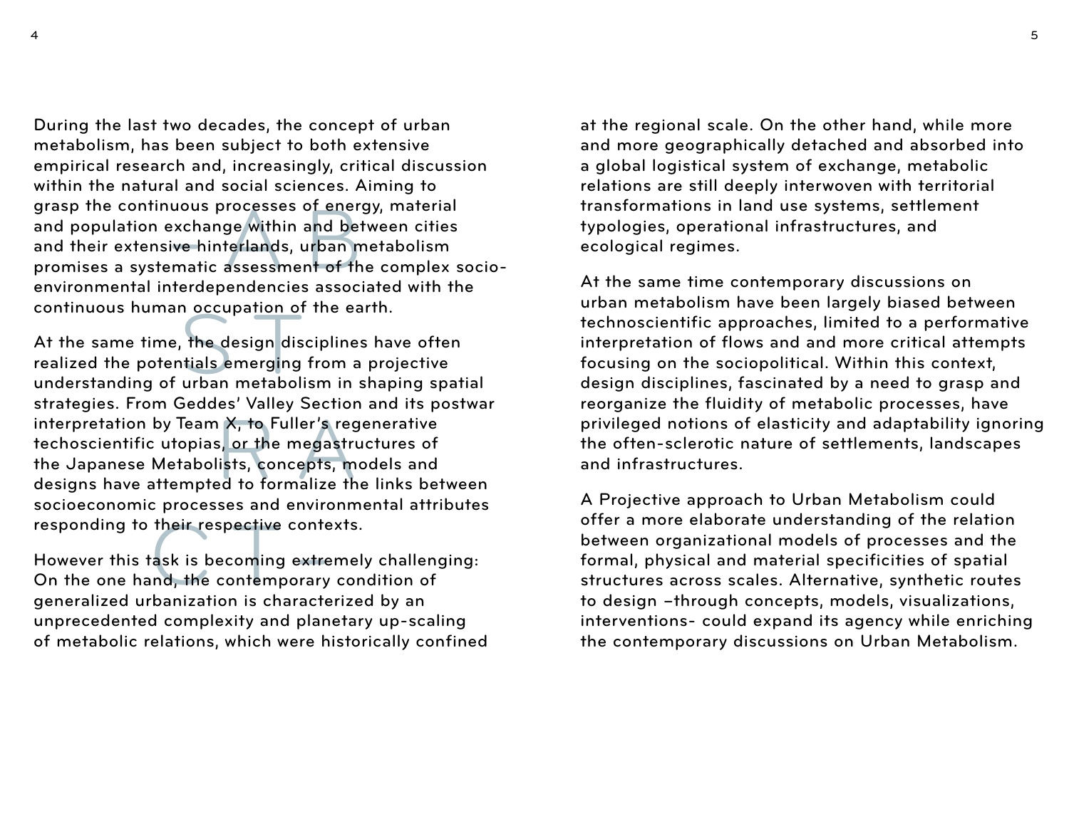# ABSTRACT

During the last two decades, the concept of urban metabolism, has been subject to both extensive empirical research and, increasingly, critical discussion within the natural and social sciences. Aiming to grasp the continuous processes of energy, material and population exchange within and between cities and their extensive hinterlands, urban metabolism promises a systematic assessment of the complex socio-environmental interdependencies associated with the continuous human occupation of the earth.

At the same time, the design disciplines have often realized the potentials emerging from a projective understanding of urban metabolism in shaping spatial strategies. From Geddes' Valley Section and its postwar interpretation by Team X, to Fuller's regenerative techoscientific utopias, or the megastructures of the Japanese Metabolists, concepts, models and designs have attempted to formalize the links between socioeconomic processes and environmental attributes responding to their respective contexts.

However this task is becoming extremely challenging: On the one hand, the contemporary condition of generalized urbanization is characterized by an unprecedented complexity and planetary up-scaling of metabolic relations, which were historically confined at the regional scale. On the other hand, while more and more geographically detached and absorbed into a global logistical system of exchange, metabolic relations are still deeply interwoven with territorial transformations in land use systems, settlement typologies, operational infrastructures, and ecological regimes.

At the same time contemporary discussions on urban metabolism have been largely biased between technoscientific approaches, limited to a performative interpretation of flows and and more critical attempts focusing on the sociopolitical. Within this context, design disciplines, fascinated by a need to grasp and reorganize the fluidity of metabolic processes, have privileged notions of elasticity and adaptability ignoring the often-sclerotic nature of settlements, landscapes and infrastructures.

A Projective approach to Urban Metabolism could offer a more elaborate understanding of the relation between organizational models of processes and the formal, physical and material specificities of spatial structures across scales. Alternative, synthetic routes to design –through concepts, models, visualizations, interventions- could expand its agency while enriching the contemporary discussions on Urban Metabolism.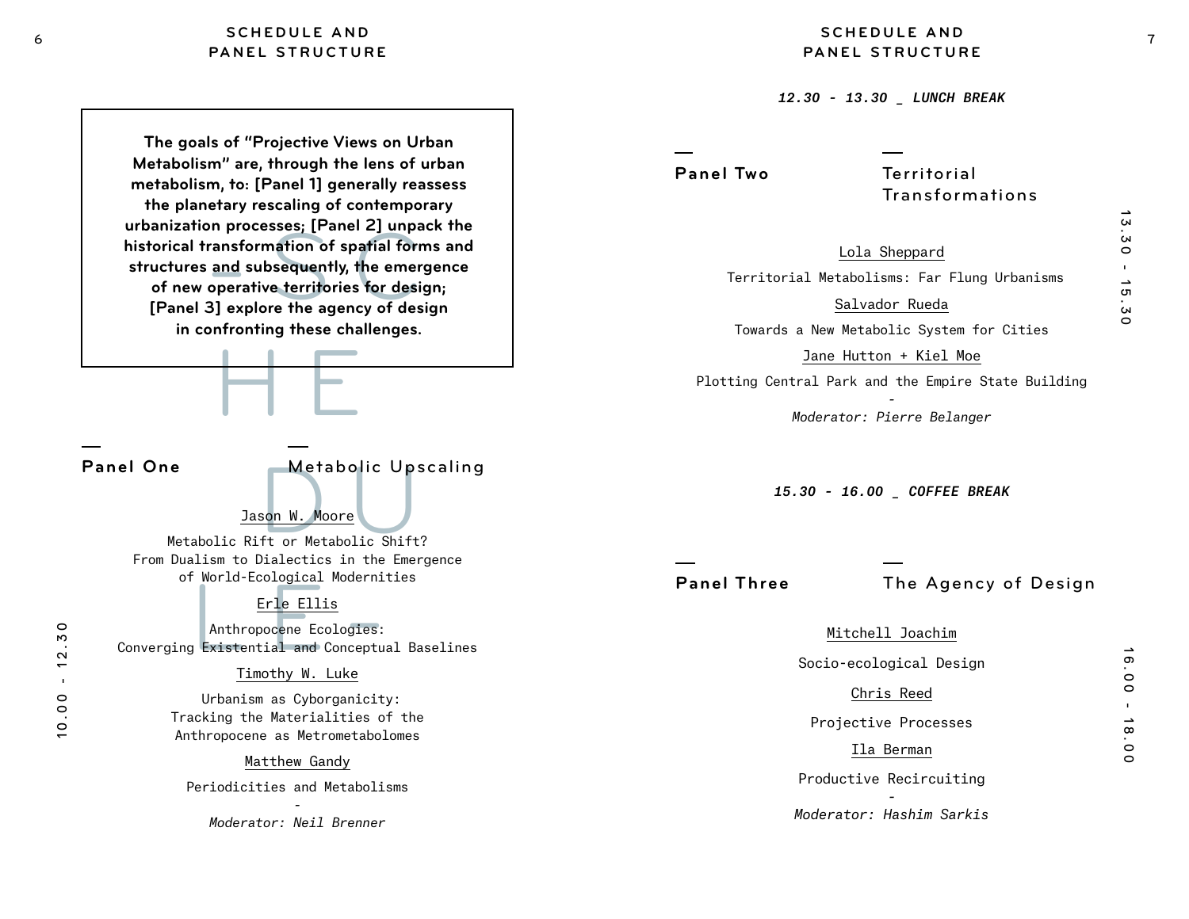## SCHEDULE AND PANEL STRUCTURE

**The goals of "Projective Views on Urban Metabolism" are, through the lens of urban metabolism, to: [Panel 1] generally reassess the planetary rescaling of contemporary urbanization processes; [Panel 2] unpack the historical transformation of spatial forms and structures and subsequently, the emergence of new operative territories for design; [Panel 3] explore the agency of design in confronting these challenges.**

SCHEDULE

### Panel One — Metabolic Upscaling

10.00 - 12.30

Jason W. Moore

Metabolic Rift or Metabolic Shift? From Dualism to Dialectics in the Emergence of World-Ecological Modernities

Erle Ellis

Anthropocene Ecologies: Converging Existential and Conceptual Baselines

Timothy W. Luke

Urbanism as Cyborganicity: Tracking the Materialities of the Anthropocene as Metrometabolomes

Matthew Gandy

Periodicities and Metabolisms

-

*Moderator: Neil Brenner*

***12.30 - 13.30 _ LUNCH BREAK***

### Panel Two — Territorial Transformations

13.30 - 15.30

Lola Sheppard

Territorial Metabolisms: Far Flung Urbanisms

Salvador Rueda

Towards a New Metabolic System for Cities

Jane Hutton + Kiel Moe

Plotting Central Park and the Empire State Building

-

*Moderator: Pierre Belanger*

***15.30 - 16.00 _ COFFEE BREAK***

### Panel Three — The Agency of Design

16.00 - 18.00

Mitchell Joachim

Socio-ecological Design

Chris Reed

Projective Processes

Ila Berman

Productive Recircuiting

-

*Moderator: Hashim Sarkis*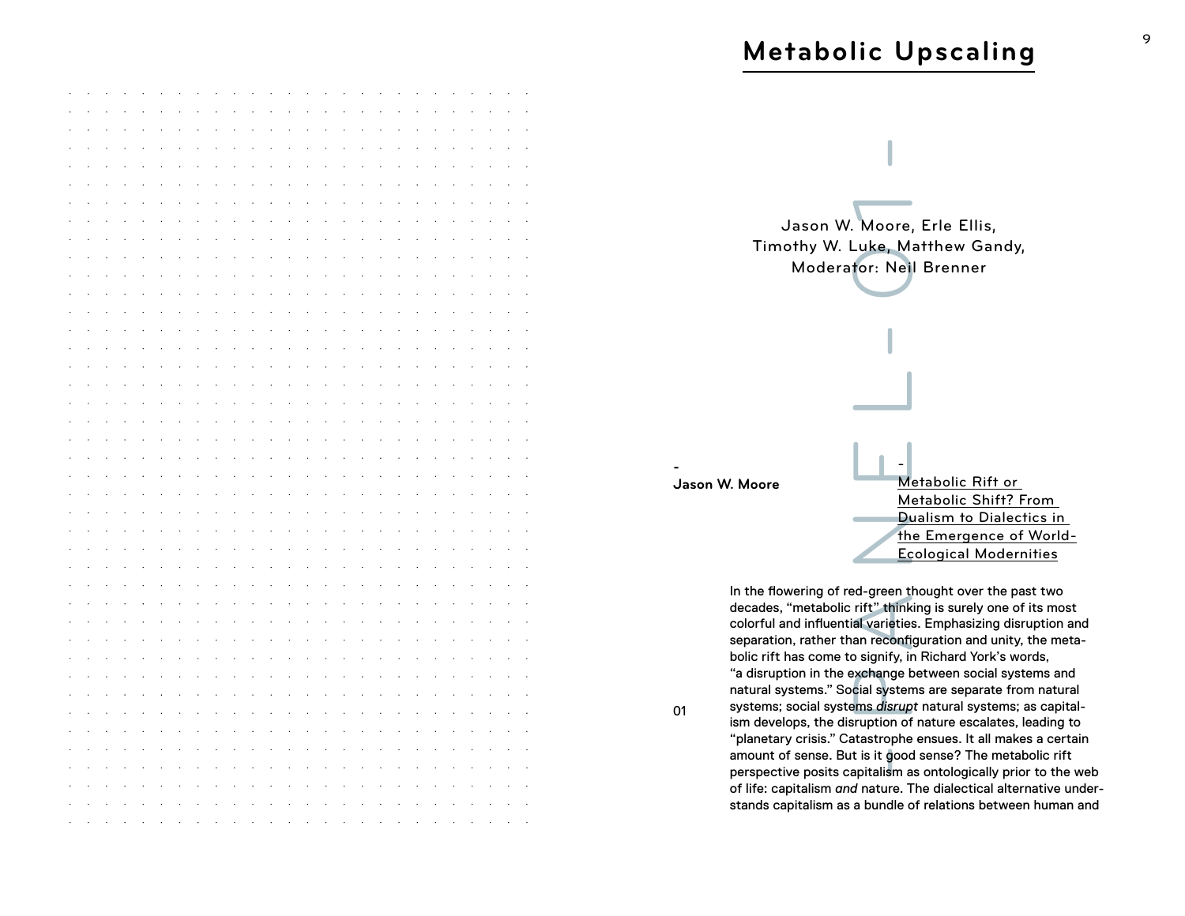# Metabolic Upscaling

PANEL 01

Jason W. Moore, Erle Ellis,
Timothy W. Luke, Matthew Gandy,
Moderator: Neil Brenner

-
**Jason W. Moore**

-
## Metabolic Rift or Metabolic Shift? From Dualism to Dialectics in the Emergence of World-Ecological Modernities

01

In the flowering of red-green thought over the past two decades, "metabolic rift" thinking is surely one of its most colorful and influential varieties. Emphasizing disruption and separation, rather than reconfiguration and unity, the metabolic rift has come to signify, in Richard York's words, "a disruption in the exchange between social systems and natural systems." Social systems are separate from natural systems; social systems *disrupt* natural systems; as capitalism develops, the disruption of nature escalates, leading to "planetary crisis." Catastrophe ensues. It all makes a certain amount of sense. But is it good sense? The metabolic rift perspective posits capitalism as ontologically prior to the web of life: capitalism *and* nature. The dialectical alternative understands capitalism as a bundle of relations between human and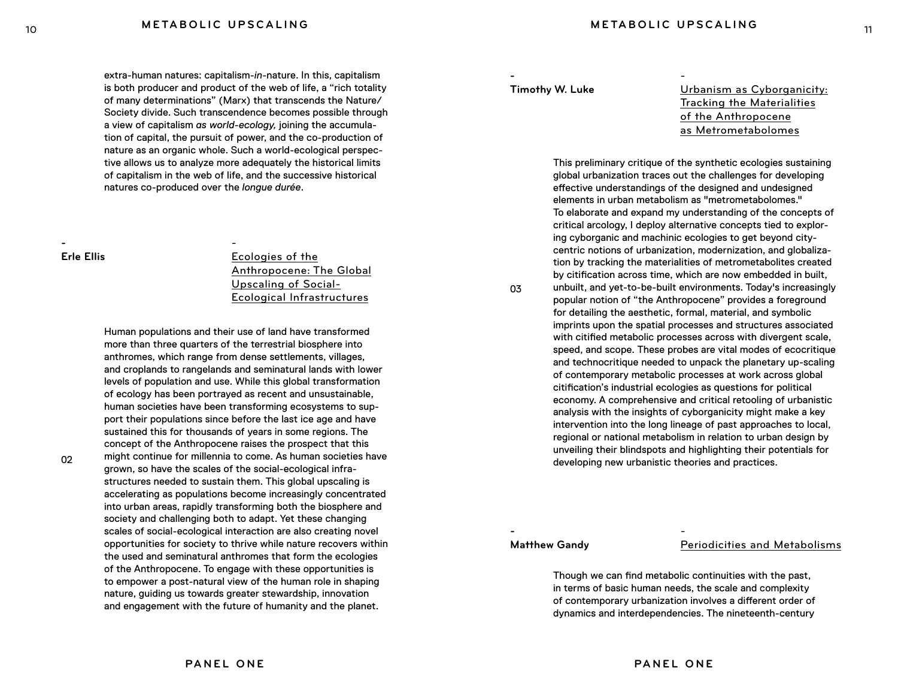extra-human natures: capitalism-*in*-nature. In this, capitalism is both producer and product of the web of life, a "rich totality of many determinations" (Marx) that transcends the Nature/Society divide. Such transcendence becomes possible through a view of capitalism *as world-ecology,* joining the accumulation of capital, the pursuit of power, and the co-production of nature as an organic whole. Such a world-ecological perspective allows us to analyze more adequately the historical limits of capitalism in the web of life, and the successive historical natures co-produced over the *longue durée*.

-

**Erle Ellis**

-

## Ecologies of the Anthropocene: The Global Upscaling of Social-Ecological Infrastructures

02

Human populations and their use of land have transformed more than three quarters of the terrestrial biosphere into anthromes, which range from dense settlements, villages, and croplands to rangelands and seminatural lands with lower levels of population and use. While this global transformation of ecology has been portrayed as recent and unsustainable, human societies have been transforming ecosystems to support their populations since before the last ice age and have sustained this for thousands of years in some regions. The concept of the Anthropocene raises the prospect that this might continue for millennia to come. As human societies have grown, so have the scales of the social-ecological infrastructures needed to sustain them. This global upscaling is accelerating as populations become increasingly concentrated into urban areas, rapidly transforming both the biosphere and society and challenging both to adapt. Yet these changing scales of social-ecological interaction are also creating novel opportunities for society to thrive while nature recovers within the used and seminatural anthromes that form the ecologies of the Anthropocene. To engage with these opportunities is to empower a post-natural view of the human role in shaping nature, guiding us towards greater stewardship, innovation and engagement with the future of humanity and the planet.

-

**Timothy W. Luke**

-

## Urbanism as Cyborganicity: Tracking the Materialities of the Anthropocene as Metrometabolomes

03

This preliminary critique of the synthetic ecologies sustaining global urbanization traces out the challenges for developing effective understandings of the designed and undesigned elements in urban metabolism as "metrometabolomes." To elaborate and expand my understanding of the concepts of critical arcology, I deploy alternative concepts tied to exploring cyborganic and machinic ecologies to get beyond city-centric notions of urbanization, modernization, and globalization by tracking the materialities of metrometabolites created by citification across time, which are now embedded in built, unbuilt, and yet-to-be-built environments. Today's increasingly popular notion of "the Anthropocene" provides a foreground for detailing the aesthetic, formal, material, and symbolic imprints upon the spatial processes and structures associated with citified metabolic processes across with divergent scale, speed, and scope. These probes are vital modes of ecocritique and technocritique needed to unpack the planetary up-scaling of contemporary metabolic processes at work across global citification's industrial ecologies as questions for political economy. A comprehensive and critical retooling of urbanistic analysis with the insights of cyborganicity might make a key intervention into the long lineage of past approaches to local, regional or national metabolism in relation to urban design by unveiling their blindspots and highlighting their potentials for developing new urbanistic theories and practices.

-

**Matthew Gandy**

-

## Periodicities and Metabolisms

Though we can find metabolic continuities with the past, in terms of basic human needs, the scale and complexity of contemporary urbanization involves a different order of dynamics and interdependencies. The nineteenth-century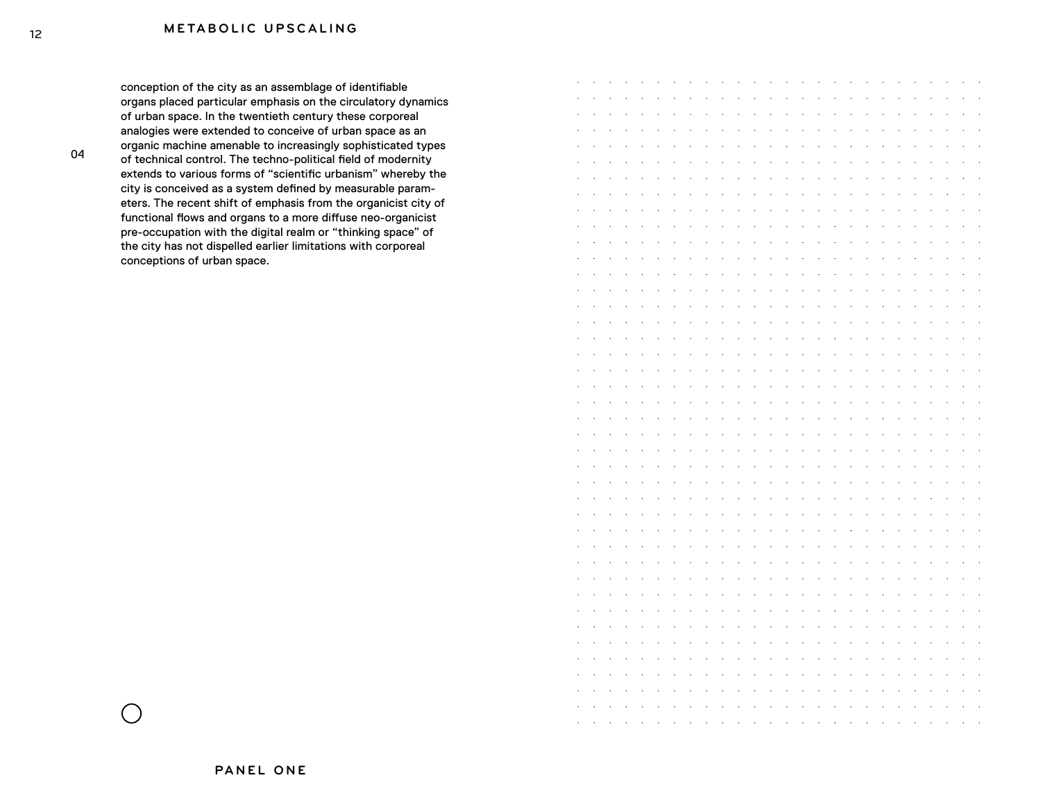conception of the city as an assemblage of identifiable organs placed particular emphasis on the circulatory dynamics of urban space. In the twentieth century these corporeal analogies were extended to conceive of urban space as an organic machine amenable to increasingly sophisticated types of technical control. The techno-political field of modernity extends to various forms of “scientific urbanism” whereby the city is conceived as a system defined by measurable parameters. The recent shift of emphasis from the organicist city of functional flows and organs to a more diffuse neo-organicist pre-occupation with the digital realm or “thinking space” of the city has not dispelled earlier limitations with corporeal conceptions of urban space.

PANEL ONE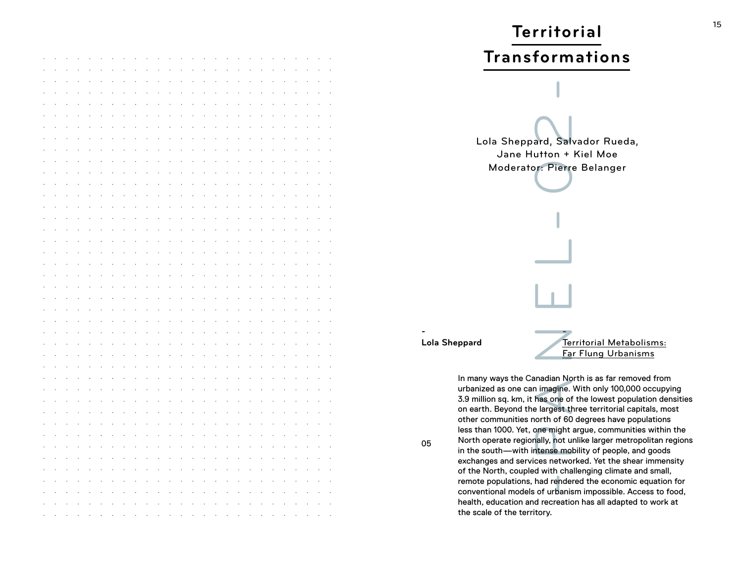# Territorial Transformations

PANEL-02-

Lola Sheppard, Salvador Rueda,
Jane Hutton + Kiel Moe
Moderator: Pierre Belanger

-
**Lola Sheppard**

-
Territorial Metabolisms:
Far Flung Urbanisms

05

In many ways the Canadian North is as far removed from urbanized as one can imagine. With only 100,000 occupying 3.9 million sq. km, it has one of the lowest population densities on earth. Beyond the largest three territorial capitals, most other communities north of 60 degrees have populations less than 1000. Yet, one might argue, communities within the North operate regionally, not unlike larger metropolitan regions in the south—with intense mobility of people, and goods exchanges and services networked. Yet the shear immensity of the North, coupled with challenging climate and small, remote populations, had rendered the economic equation for conventional models of urbanism impossible. Access to food, health, education and recreation has all adapted to work at the scale of the territory.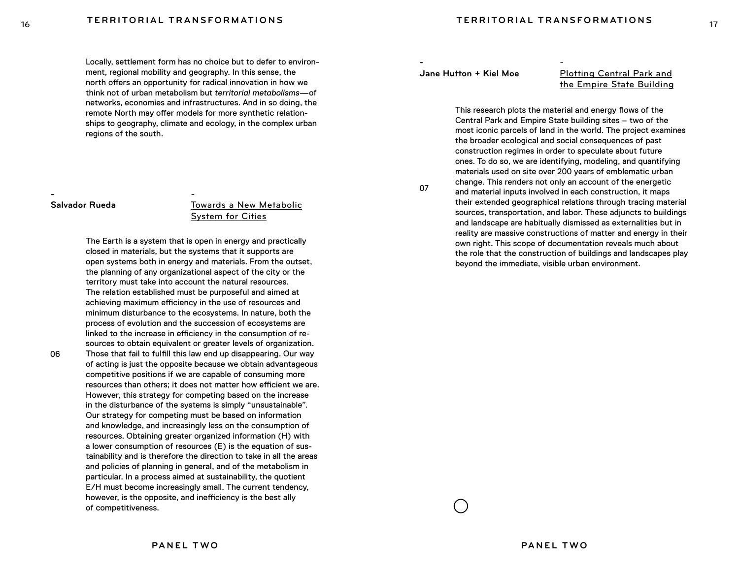Locally, settlement form has no choice but to defer to environment, regional mobility and geography. In this sense, the north offers an opportunity for radical innovation in how we think not of urban metabolism but *territorial metabolisms*—of networks, economies and infrastructures. And in so doing, the remote North may offer models for more synthetic relationships to geography, climate and ecology, in the complex urban regions of the south.

-

**Salvador Rueda**

-

Towards a New Metabolic System for Cities

06

The Earth is a system that is open in energy and practically closed in materials, but the systems that it supports are open systems both in energy and materials. From the outset, the planning of any organizational aspect of the city or the territory must take into account the natural resources. The relation established must be purposeful and aimed at achieving maximum efficiency in the use of resources and minimum disturbance to the ecosystems. In nature, both the process of evolution and the succession of ecosystems are linked to the increase in efficiency in the consumption of resources to obtain equivalent or greater levels of organization. Those that fail to fulfill this law end up disappearing. Our way of acting is just the opposite because we obtain advantageous competitive positions if we are capable of consuming more resources than others; it does not matter how efficient we are. However, this strategy for competing based on the increase in the disturbance of the systems is simply "unsustainable". Our strategy for competing must be based on information and knowledge, and increasingly less on the consumption of resources. Obtaining greater organized information (H) with a lower consumption of resources (E) is the equation of sustainability and is therefore the direction to take in all the areas and policies of planning in general, and of the metabolism in particular. In a process aimed at sustainability, the quotient E/H must become increasingly small. The current tendency, however, is the opposite, and inefficiency is the best ally of competitiveness.

-

**Jane Hutton + Kiel Moe**

-

Plotting Central Park and the Empire State Building

07

This research plots the material and energy flows of the Central Park and Empire State building sites – two of the most iconic parcels of land in the world. The project examines the broader ecological and social consequences of past construction regimes in order to speculate about future ones. To do so, we are identifying, modeling, and quantifying materials used on site over 200 years of emblematic urban change. This renders not only an account of the energetic and material inputs involved in each construction, it maps their extended geographical relations through tracing material sources, transportation, and labor. These adjuncts to buildings and landscape are habitually dismissed as externalities but in reality are massive constructions of matter and energy in their own right. This scope of documentation reveals much about the role that the construction of buildings and landscapes play beyond the immediate, visible urban environment.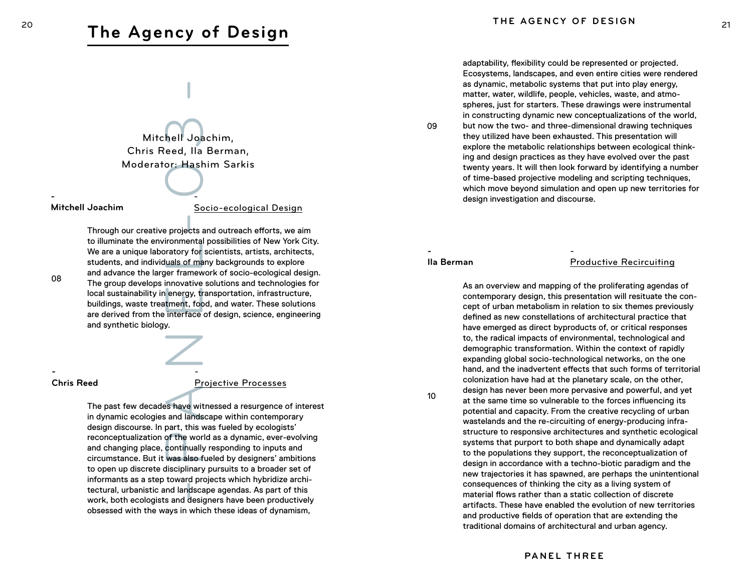# The Agency of Design

PANEL 03

Mitchell Joachim,
Chris Reed, Ila Berman,
Moderator: Hashim Sarkis

-
**Mitchell Joachim**

-
Socio-ecological Design

08

Through our creative projects and outreach efforts, we aim to illuminate the environmental possibilities of New York City. We are a unique laboratory for scientists, artists, architects, students, and individuals of many backgrounds to explore and advance the larger framework of socio-ecological design. The group develops innovative solutions and technologies for local sustainability in energy, transportation, infrastructure, buildings, waste treatment, food, and water. These solutions are derived from the interface of design, science, engineering and synthetic biology.

-
**Chris Reed**

-
Projective Processes

09

The past few decades have witnessed a resurgence of interest in dynamic ecologies and landscape within contemporary design discourse. In part, this was fueled by ecologists' reconceptualization of the world as a dynamic, ever-evolving and changing place, continually responding to inputs and circumstance. But it was also fueled by designers' ambitions to open up discrete disciplinary pursuits to a broader set of informants as a step toward projects which hybridize architectural, urbanistic and landscape agendas. As part of this work, both ecologists and designers have been productively obsessed with the ways in which these ideas of dynamism, adaptability, flexibility could be represented or projected. Ecosystems, landscapes, and even entire cities were rendered as dynamic, metabolic systems that put into play energy, matter, water, wildlife, people, vehicles, waste, and atmospheres, just for starters. These drawings were instrumental in constructing dynamic new conceptualizations of the world, but now the two- and three-dimensional drawing techniques they utilized have been exhausted. This presentation will explore the metabolic relationships between ecological thinking and design practices as they have evolved over the past twenty years. It will then look forward by identifying a number of time-based projective modeling and scripting techniques, which move beyond simulation and open up new territories for design investigation and discourse.

-
**Ila Berman**

-
Productive Recircuiting

10

As an overview and mapping of the proliferating agendas of contemporary design, this presentation will resituate the concept of urban metabolism in relation to six themes previously defined as new constellations of architectural practice that have emerged as direct byproducts of, or critical responses to, the radical impacts of environmental, technological and demographic transformation. Within the context of rapidly expanding global socio-technological networks, on the one hand, and the inadvertent effects that such forms of territorial colonization have had at the planetary scale, on the other, design has never been more pervasive and powerful, and yet at the same time so vulnerable to the forces influencing its potential and capacity. From the creative recycling of urban wastelands and the re-circuiting of energy-producing infrastructure to responsive architectures and synthetic ecological systems that purport to both shape and dynamically adapt to the populations they support, the reconceptualization of design in accordance with a techno-biotic paradigm and the new trajectories it has spawned, are perhaps the unintentional consequences of thinking the city as a living system of material flows rather than a static collection of discrete artifacts. These have enabled the evolution of new territories and productive fields of operation that are extending the traditional domains of architectural and urban agency.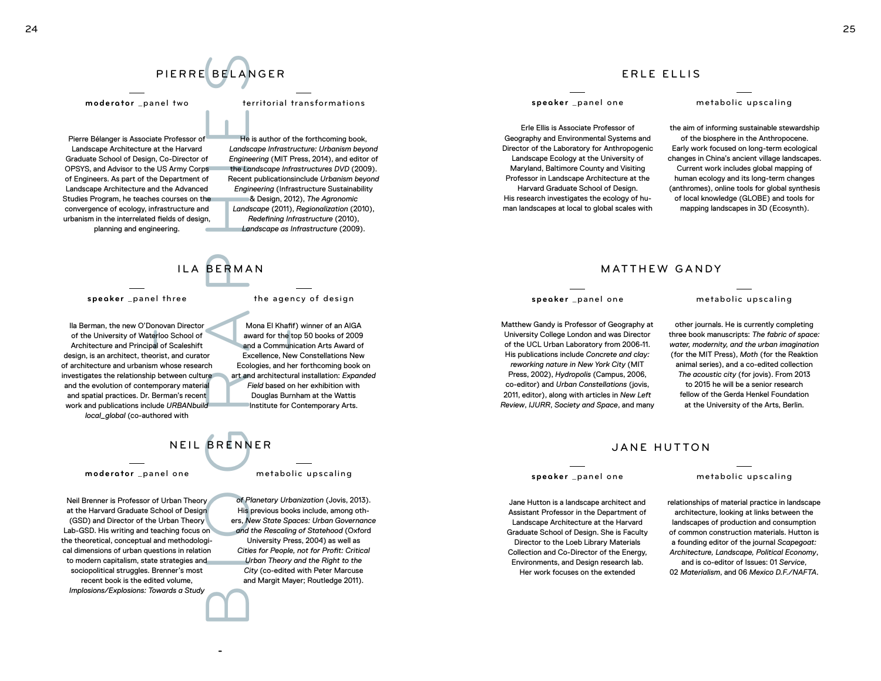BIOGRAPHIES

## PIERRE BELANGER

**moderator** _panel two

territorial transformations

Pierre Bélanger is Associate Professor of Landscape Architecture at the Harvard Graduate School of Design, Co-Director of OPSYS, and Advisor to the US Army Corps of Engineers. As part of the Department of Landscape Architecture and the Advanced Studies Program, he teaches courses on the convergence of ecology, infrastructure and urbanism in the interrelated fields of design, planning and engineering.

He is author of the forthcoming book, *Landscape Infrastructure: Urbanism beyond Engineering* (MIT Press, 2014), and editor of the *Landscape Infrastructures DVD* (2009). Recent publicationsinclude *Urbanism beyond Engineering* (Infrastructure Sustainability & Design, 2012), *The Agronomic Landscape* (2011), *Regionalization* (2010), *Redefining Infrastructure* (2010), *Landscape as Infrastructure* (2009).

## ILA BERMAN

**speaker** _panel three

the agency of design

Ila Berman, the new O'Donovan Director of the University of Waterloo School of Architecture and Principal of Scaleshift design, is an architect, theorist, and curator of architecture and urbanism whose research investigates the relationship between culture and the evolution of contemporary material and spatial practices. Dr. Berman's recent work and publications include *URBANbuild local_global* (co-authored with

Mona El Khafif) winner of an AIGA award for the top 50 books of 2009 and a Communication Arts Award of Excellence, New Constellations New Ecologies, and her forthcoming book on art and architectural installation: *Expanded Field* based on her exhibition with Douglas Burnham at the Wattis Institute for Contemporary Arts.

## NEIL BRENNER

**moderator** _panel one

metabolic upscaling

Neil Brenner is Professor of Urban Theory at the Harvard Graduate School of Design (GSD) and Director of the Urban Theory Lab-GSD. His writing and teaching focus on the theoretical, conceptual and methodological dimensions of urban questions in relation to modern capitalism, state strategies and sociopolitical struggles. Brenner's most recent book is the edited volume, *Implosions/Explosions: Towards a Study*

*of Planetary Urbanization* (Jovis, 2013). His previous books include, among others, *New State Spaces: Urban Governance and the Rescaling of Statehood* (Oxford University Press, 2004) as well as *Cities for People, not for Profit: Critical Urban Theory and the Right to the City* (co-edited with Peter Marcuse and Margit Mayer; Routledge 2011).

## ERLE ELLIS

**speaker** _panel one

metabolic upscaling

Erle Ellis is Associate Professor of Geography and Environmental Systems and Director of the Laboratory for Anthropogenic Landscape Ecology at the University of Maryland, Baltimore County and Visiting Professor in Landscape Architecture at the Harvard Graduate School of Design. His research investigates the ecology of human landscapes at local to global scales with

the aim of informing sustainable stewardship of the biosphere in the Anthropocene. Early work focused on long-term ecological changes in China's ancient village landscapes. Current work includes global mapping of human ecology and its long-term changes (anthromes), online tools for global synthesis of local knowledge (GLOBE) and tools for mapping landscapes in 3D (Ecosynth).

## MATTHEW GANDY

**speaker** _panel one

metabolic upscaling

Matthew Gandy is Professor of Geography at University College London and was Director of the UCL Urban Laboratory from 2006-11. His publications include *Concrete and clay: reworking nature in New York City* (MIT Press, 2002), *Hydropolis* (Campus, 2006, co-editor) and *Urban Constellations* (jovis, 2011, editor), along with articles in *New Left Review*, *IJURR*, *Society and Space*, and many

other journals. He is currently completing three book manuscripts: *The fabric of space: water, modernity, and the urban imagination* (for the MIT Press), *Moth* (for the Reaktion animal series), and a co-edited collection *The acoustic city* (for jovis). From 2013 to 2015 he will be a senior research fellow of the Gerda Henkel Foundation at the University of the Arts, Berlin.

## JANE HUTTON

**speaker** _panel one

metabolic upscaling

Jane Hutton is a landscape architect and Assistant Professor in the Department of Landscape Architecture at the Harvard Graduate School of Design. She is Faculty Director to the Loeb Library Materials Collection and Co-Director of the Energy, Environments, and Design research lab. Her work focuses on the extended

relationships of material practice in landscape architecture, looking at links between the landscapes of production and consumption of common construction materials. Hutton is a founding editor of the journal *Scapegoat: Architecture, Landscape, Political Economy*, and is co-editor of Issues: 01 *Service*, 02 *Materialism*, and 06 *Mexico D.F./NAFTA*.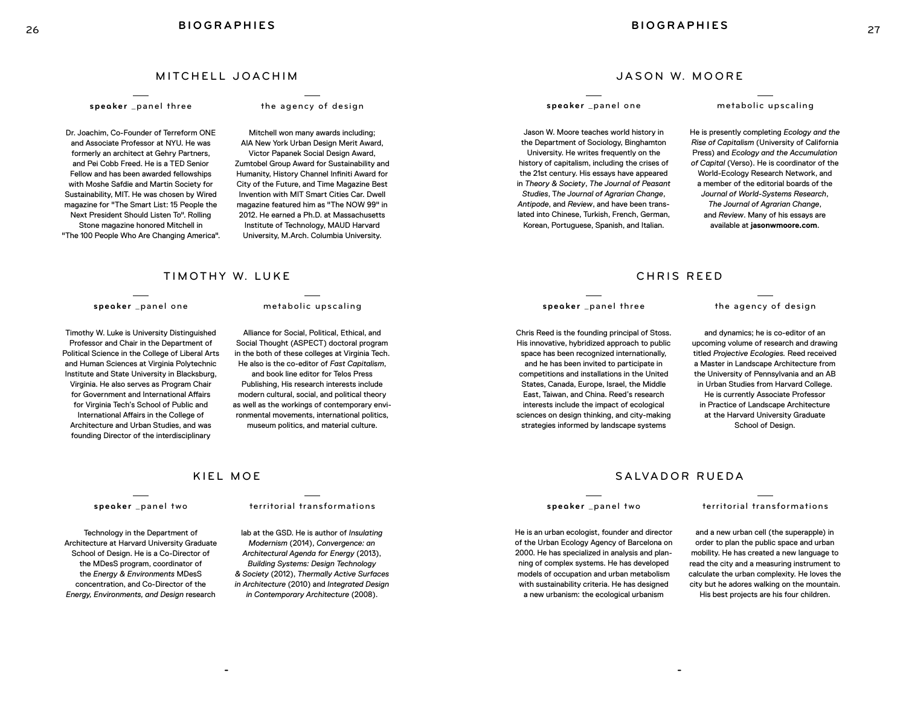# BIOGRAPHIES

## MITCHELL JOACHIM

**speaker** _panel three

the agency of design

Dr. Joachim, Co-Founder of Terreform ONE and Associate Professor at NYU. He was formerly an architect at Gehry Partners, and Pei Cobb Freed. He is a TED Senior Fellow and has been awarded fellowships with Moshe Safdie and Martin Society for Sustainability, MIT. He was chosen by Wired magazine for "The Smart List: 15 People the Next President Should Listen To". Rolling Stone magazine honored Mitchell in "The 100 People Who Are Changing America".

Mitchell won many awards including; AIA New York Urban Design Merit Award, Victor Papanek Social Design Award, Zumtobel Group Award for Sustainability and Humanity, History Channel Infiniti Award for City of the Future, and Time Magazine Best Invention with MIT Smart Cities Car. Dwell magazine featured him as "The NOW 99" in 2012. He earned a Ph.D. at Massachusetts Institute of Technology, MAUD Harvard University, M.Arch. Columbia University.

## TIMOTHY W. LUKE

**speaker** _panel one

metabolic upscaling

Timothy W. Luke is University Distinguished Professor and Chair in the Department of Political Science in the College of Liberal Arts and Human Sciences at Virginia Polytechnic Institute and State University in Blacksburg, Virginia. He also serves as Program Chair for Government and International Affairs for Virginia Tech's School of Public and International Affairs in the College of Architecture and Urban Studies, and was founding Director of the interdisciplinary Alliance for Social, Political, Ethical, and Social Thought (ASPECT) doctoral program in the both of these colleges at Virginia Tech. He also is the co-editor of *Fast Capitalism*, and book line editor for Telos Press Publishing, His research interests include modern cultural, social, and political theory as well as the workings of contemporary environmental movements, international politics, museum politics, and material culture.

## KIEL MOE

**speaker** _panel two

territorial transformations

Technology in the Department of Architecture at Harvard University Graduate School of Design. He is a Co-Director of the MDesS program, coordinator of the *Energy & Environments* MDesS concentration, and Co-Director of the *Energy, Environments, and Design* research lab at the GSD. He is author of *Insulating Modernism* (2014), *Convergence: an Architectural Agenda for Energy* (2013), *Building Systems: Design Technology & Society* (2012), *Thermally Active Surfaces in Architecture* (2010) and *Integrated Design in Contemporary Architecture* (2008).

## JASON W. MOORE

**speaker** _panel one

metabolic upscaling

Jason W. Moore teaches world history in the Department of Sociology, Binghamton University. He writes frequently on the history of capitalism, including the crises of the 21st century. His essays have appeared in *Theory & Society*, *The Journal of Peasant Studies*, T*he Journal of Agrarian Change*, *Antipode*, and *Review*, and have been translated into Chinese, Turkish, French, German, Korean, Portuguese, Spanish, and Italian.

He is presently completing *Ecology and the Rise of Capitalism* (University of California Press) and *Ecology and the Accumulation of Capital* (Verso). He is coordinator of the World-Ecology Research Network, and a member of the editorial boards of the *Journal of World-Systems Research*, *The Journal of Agrarian Change*, and *Review*. Many of his essays are available at **jasonwmoore.com**.

## CHRIS REED

**speaker** _panel three

the agency of design

Chris Reed is the founding principal of Stoss. His innovative, hybridized approach to public space has been recognized internationally, and he has been invited to participate in competitions and installations in the United States, Canada, Europe, Israel, the Middle East, Taiwan, and China. Reed's research interests include the impact of ecological sciences on design thinking, and city-making strategies informed by landscape systems and dynamics; he is co-editor of an upcoming volume of research and drawing titled *Projective Ecologies.* Reed received a Master in Landscape Architecture from the University of Pennsylvania and an AB in Urban Studies from Harvard College. He is currently Associate Professor in Practice of Landscape Architecture at the Harvard University Graduate School of Design.

## SALVADOR RUEDA

**speaker** _panel two

territorial transformations

He is an urban ecologist, founder and director of the Urban Ecology Agency of Barcelona on 2000. He has specialized in analysis and planning of complex systems. He has developed models of occupation and urban metabolism with sustainability criteria. He has designed a new urbanism: the ecological urbanism and a new urban cell (the superapple) in order to plan the public space and urban mobility. He has created a new language to read the city and a measuring instrument to calculate the urban complexity. He loves the city but he adores walking on the mountain. His best projects are his four children.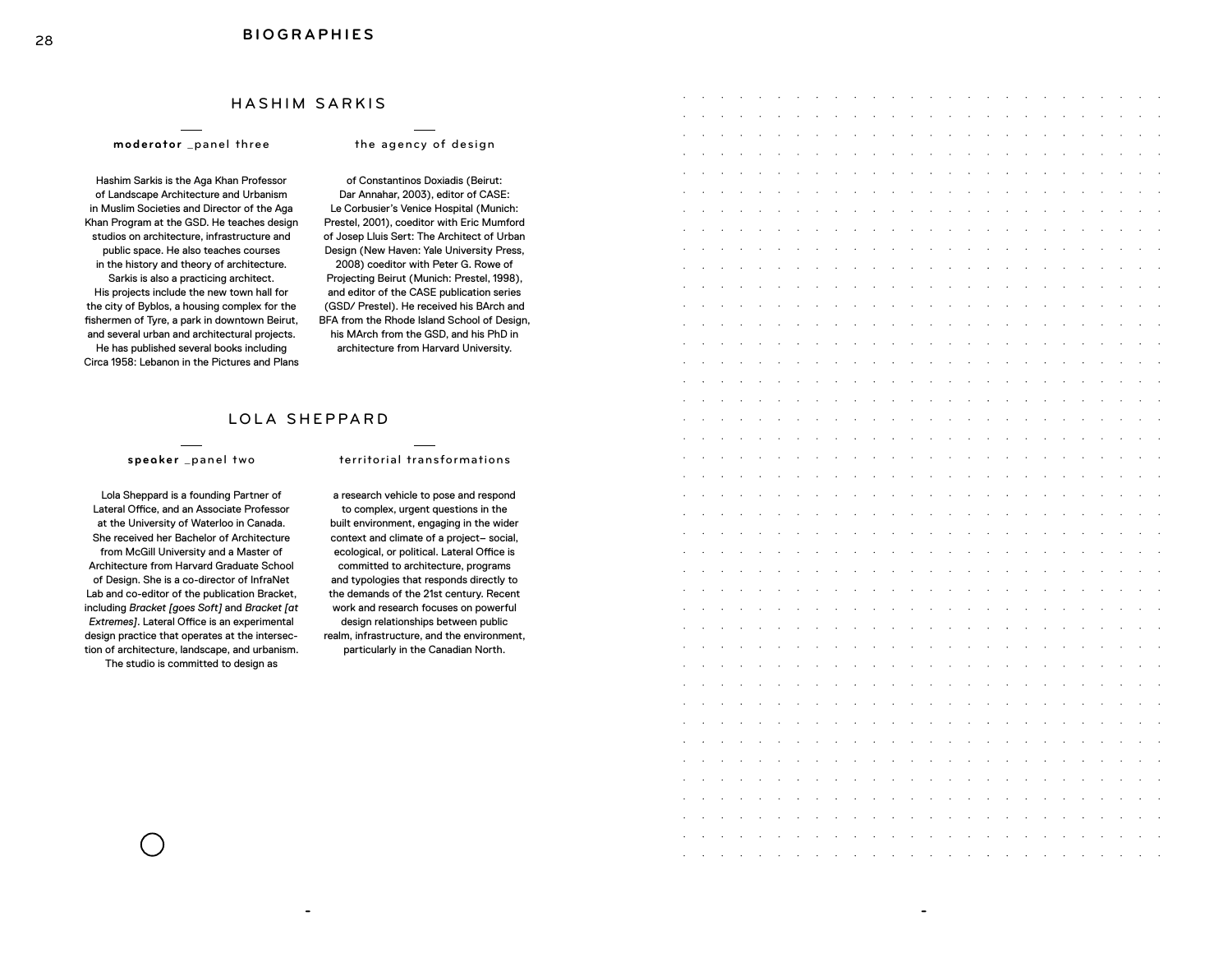## HASHIM SARKIS

**moderator** _panel three

the agency of design

Hashim Sarkis is the Aga Khan Professor of Landscape Architecture and Urbanism in Muslim Societies and Director of the Aga Khan Program at the GSD. He teaches design studios on architecture, infrastructure and public space. He also teaches courses in the history and theory of architecture. Sarkis is also a practicing architect. His projects include the new town hall for the city of Byblos, a housing complex for the fishermen of Tyre, a park in downtown Beirut, and several urban and architectural projects. He has published several books including Circa 1958: Lebanon in the Pictures and Plans of Constantinos Doxiadis (Beirut: Dar Annahar, 2003), editor of CASE: Le Corbusier's Venice Hospital (Munich: Prestel, 2001), coeditor with Eric Mumford of Josep Lluis Sert: The Architect of Urban Design (New Haven: Yale University Press, 2008) coeditor with Peter G. Rowe of Projecting Beirut (Munich: Prestel, 1998), and editor of the CASE publication series (GSD/ Prestel). He received his BArch and BFA from the Rhode Island School of Design, his MArch from the GSD, and his PhD in architecture from Harvard University.

## LOLA SHEPPARD

**speaker** _panel two

territorial transformations

Lola Sheppard is a founding Partner of Lateral Office, and an Associate Professor at the University of Waterloo in Canada. She received her Bachelor of Architecture from McGill University and a Master of Architecture from Harvard Graduate School of Design. She is a co-director of InfraNet Lab and co-editor of the publication Bracket, including *Bracket [goes Soft]* and *Bracket [at Extremes]*. Lateral Office is an experimental design practice that operates at the intersection of architecture, landscape, and urbanism. The studio is committed to design as a research vehicle to pose and respond to complex, urgent questions in the built environment, engaging in the wider context and climate of a project– social, ecological, or political. Lateral Office is committed to architecture, programs and typologies that responds directly to the demands of the 21st century. Recent work and research focuses on powerful design relationships between public realm, infrastructure, and the environment, particularly in the Canadian North.